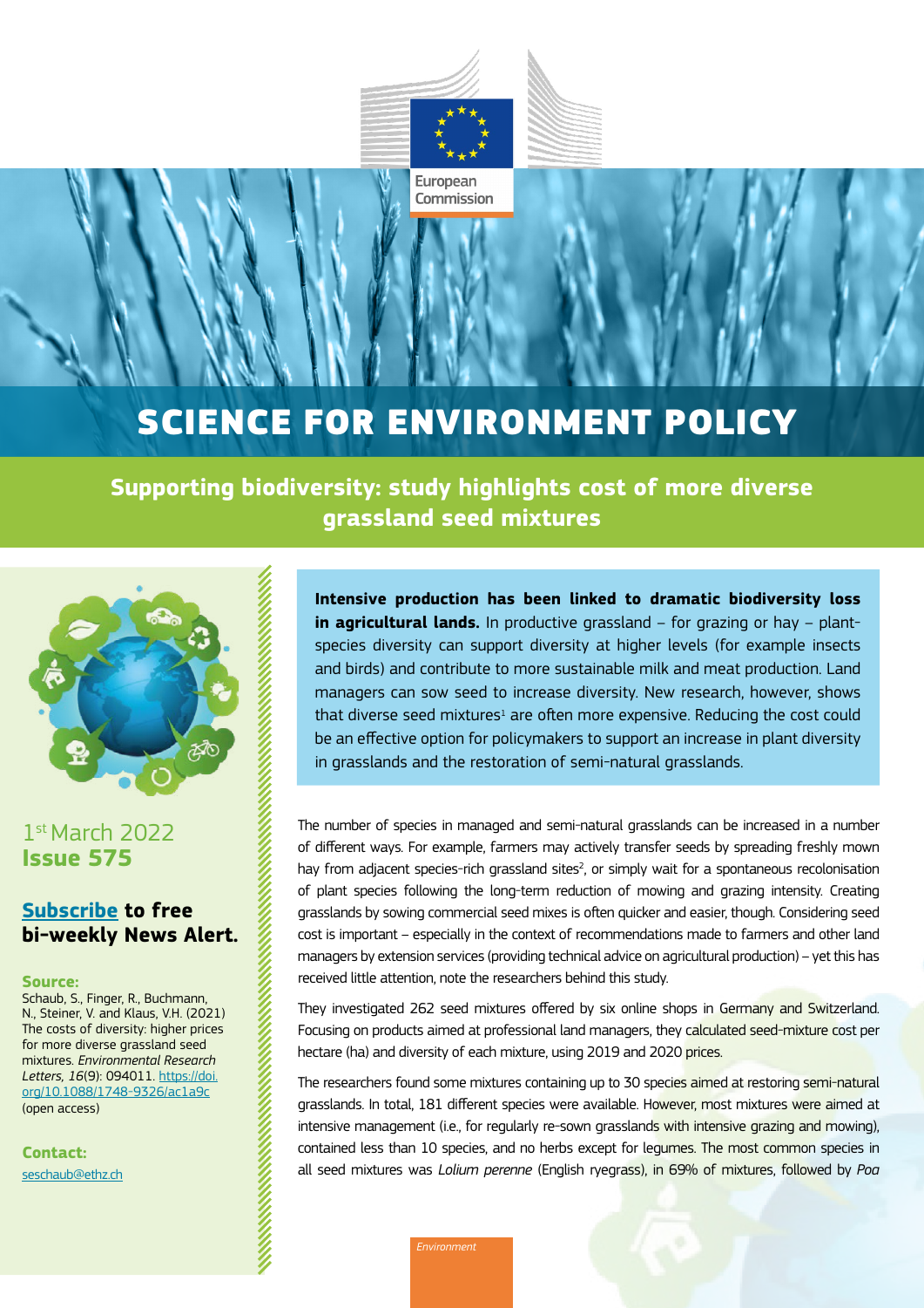# SCIENCE FOR ENVIRONMENT POLICY

## Supporting biodiversity: study highlights cost of more diverse grassland seed mixtures

1st March 2022
**Issue 575**

**Subscribe to free bi-weekly News Alert.**

**Source:**
Schaub, S., Finger, R., Buchmann, N., Steiner, V. and Klaus, V.H. (2021) The costs of diversity: higher prices for more diverse grassland seed mixtures. *Environmental Research Letters, 16*(9): 094011. https://doi.org/10.1088/1748-9326/ac1a9c (open access)

**Contact:**
seschaub@ethz.ch

**Intensive production has been linked to dramatic biodiversity loss in agricultural lands.** In productive grassland – for grazing or hay – plant-species diversity can support diversity at higher levels (for example insects and birds) and contribute to more sustainable milk and meat production. Land managers can sow seed to increase diversity. New research, however, shows that diverse seed mixtures[1] are often more expensive. Reducing the cost could be an effective option for policymakers to support an increase in plant diversity in grasslands and the restoration of semi-natural grasslands.

The number of species in managed and semi-natural grasslands can be increased in a number of different ways. For example, farmers may actively transfer seeds by spreading freshly mown hay from adjacent species-rich grassland sites[2], or simply wait for a spontaneous recolonisation of plant species following the long-term reduction of mowing and grazing intensity. Creating grasslands by sowing commercial seed mixes is often quicker and easier, though. Considering seed cost is important – especially in the context of recommendations made to farmers and other land managers by extension services (providing technical advice on agricultural production) – yet this has received little attention, note the researchers behind this study.

They investigated 262 seed mixtures offered by six online shops in Germany and Switzerland. Focusing on products aimed at professional land managers, they calculated seed-mixture cost per hectare (ha) and diversity of each mixture, using 2019 and 2020 prices.

The researchers found some mixtures containing up to 30 species aimed at restoring semi-natural grasslands. In total, 181 different species were available. However, most mixtures were aimed at intensive management (i.e., for regularly re-sown grasslands with intensive grazing and mowing), contained less than 10 species, and no herbs except for legumes. The most common species in all seed mixtures was *Lolium perenne* (English ryegrass), in 69% of mixtures, followed by *Poa*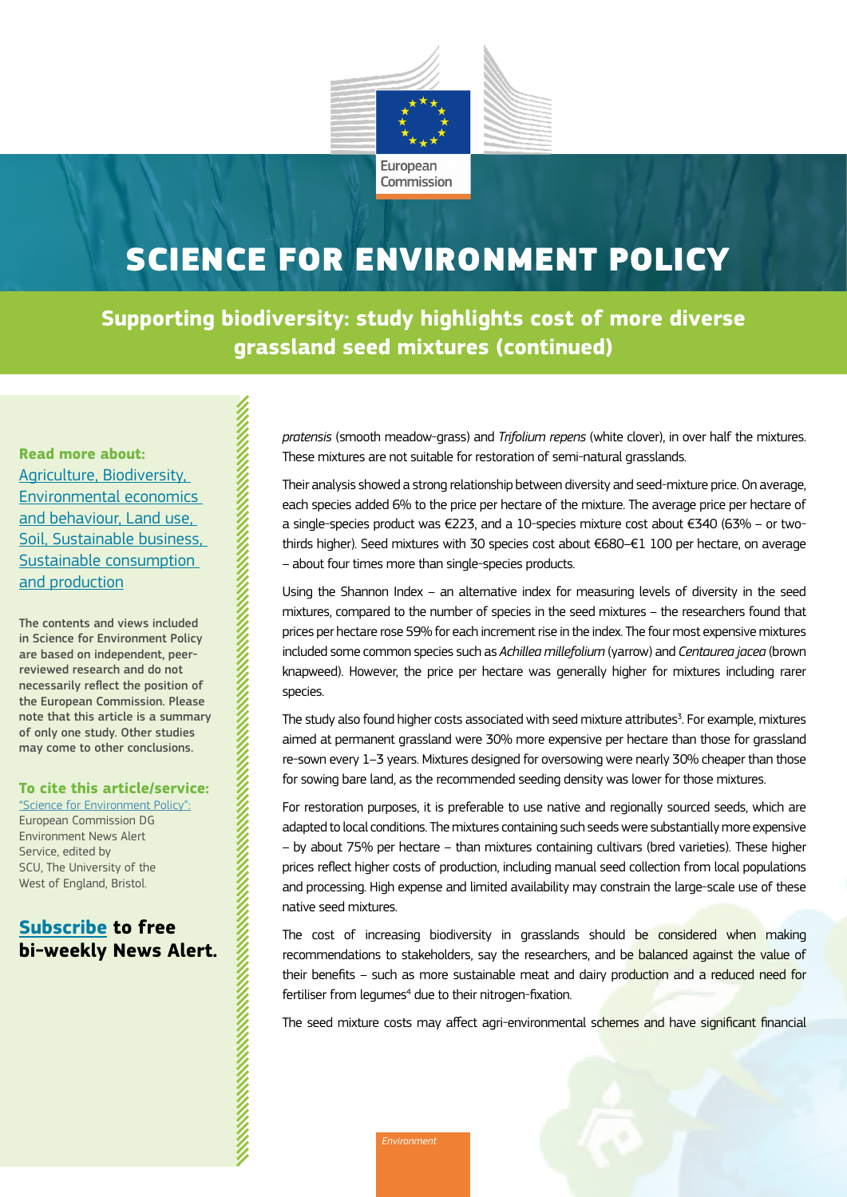# SCIENCE FOR ENVIRONMENT POLICY

## Supporting biodiversity: study highlights cost of more diverse grassland seed mixtures (continued)

*pratensis* (smooth meadow-grass) and *Trifolium repens* (white clover), in over half the mixtures. These mixtures are not suitable for restoration of semi-natural grasslands.

Their analysis showed a strong relationship between diversity and seed-mixture price. On average, each species added 6% to the price per hectare of the mixture. The average price per hectare of a single-species product was €223, and a 10-species mixture cost about €340 (63% – or two-thirds higher). Seed mixtures with 30 species cost about €680–€1 100 per hectare, on average – about four times more than single-species products.

Using the Shannon Index – an alternative index for measuring levels of diversity in the seed mixtures, compared to the number of species in the seed mixtures – the researchers found that prices per hectare rose 59% for each increment rise in the index. The four most expensive mixtures included some common species such as *Achillea millefolium* (yarrow) and *Centaurea jacea* (brown knapweed). However, the price per hectare was generally higher for mixtures including rarer species.

The study also found higher costs associated with seed mixture attributes[3]. For example, mixtures aimed at permanent grassland were 30% more expensive per hectare than those for grassland re-sown every 1–3 years. Mixtures designed for oversowing were nearly 30% cheaper than those for sowing bare land, as the recommended seeding density was lower for those mixtures.

For restoration purposes, it is preferable to use native and regionally sourced seeds, which are adapted to local conditions. The mixtures containing such seeds were substantially more expensive – by about 75% per hectare – than mixtures containing cultivars (bred varieties). These higher prices reflect higher costs of production, including manual seed collection from local populations and processing. High expense and limited availability may constrain the large-scale use of these native seed mixtures.

The cost of increasing biodiversity in grasslands should be considered when making recommendations to stakeholders, say the researchers, and be balanced against the value of their benefits – such as more sustainable meat and dairy production and a reduced need for fertiliser from legumes[4] due to their nitrogen-fixation.

The seed mixture costs may affect agri-environmental schemes and have significant financial

**Read more about:**
Agriculture, Biodiversity, Environmental economics and behaviour, Land use, Soil, Sustainable business, Sustainable consumption and production

The contents and views included in Science for Environment Policy are based on independent, peer-reviewed research and do not necessarily reflect the position of the European Commission. Please note that this article is a summary of only one study. Other studies may come to other conclusions.

**To cite this article/service:**
"Science for Environment Policy": European Commission DG Environment News Alert Service, edited by SCU, The University of the West of England, Bristol.

**Subscribe to free bi-weekly News Alert.**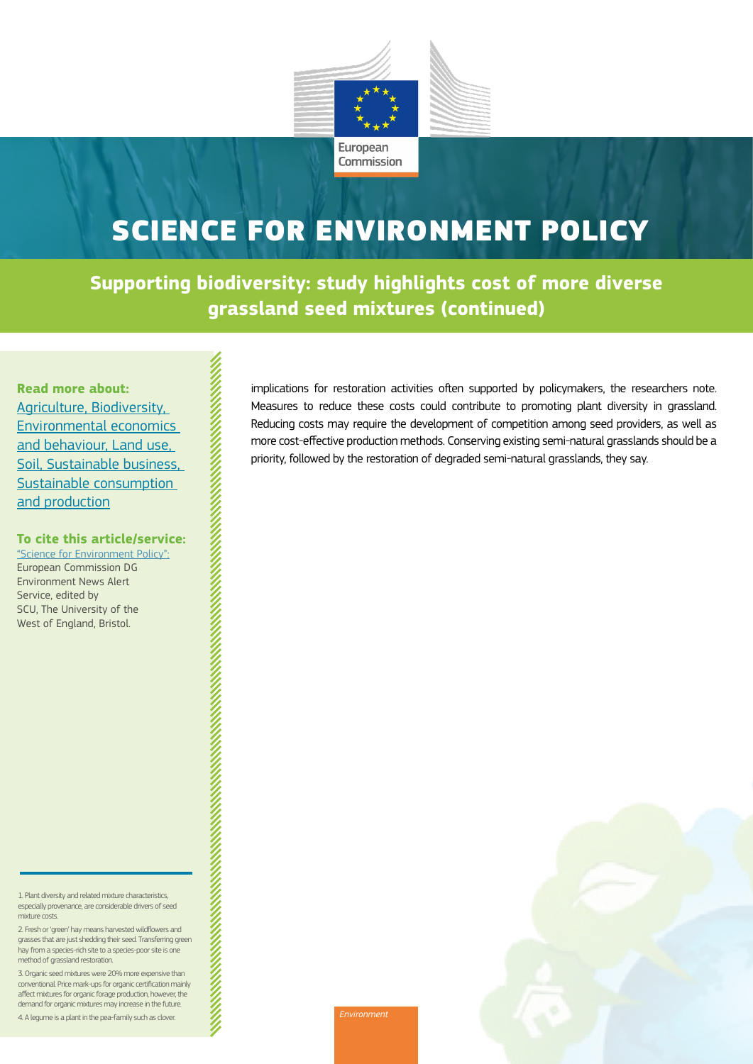# SCIENCE FOR ENVIRONMENT POLICY

## Supporting biodiversity: study highlights cost of more diverse grassland seed mixtures (continued)

implications for restoration activities often supported by policymakers, the researchers note. Measures to reduce these costs could contribute to promoting plant diversity in grassland. Reducing costs may require the development of competition among seed providers, as well as more cost-effective production methods. Conserving existing semi-natural grasslands should be a priority, followed by the restoration of degraded semi-natural grasslands, they say.

**Read more about:**
Agriculture, Biodiversity, Environmental economics and behaviour, Land use, Soil, Sustainable business, Sustainable consumption and production

**To cite this article/service:**
"Science for Environment Policy": European Commission DG Environment News Alert Service, edited by SCU, The University of the West of England, Bristol.

1. Plant diversity and related mixture characteristics, especially provenance, are considerable drivers of seed mixture costs.

2. Fresh or 'green' hay means harvested wildflowers and grasses that are just shedding their seed. Transferring green hay from a species-rich site to a species-poor site is one method of grassland restoration.

3. Organic seed mixtures were 20% more expensive than conventional. Price mark-ups for organic certification mainly affect mixtures for organic forage production, however, the demand for organic mixtures may increase in the future.

4. A legume is a plant in the pea-family such as clover.